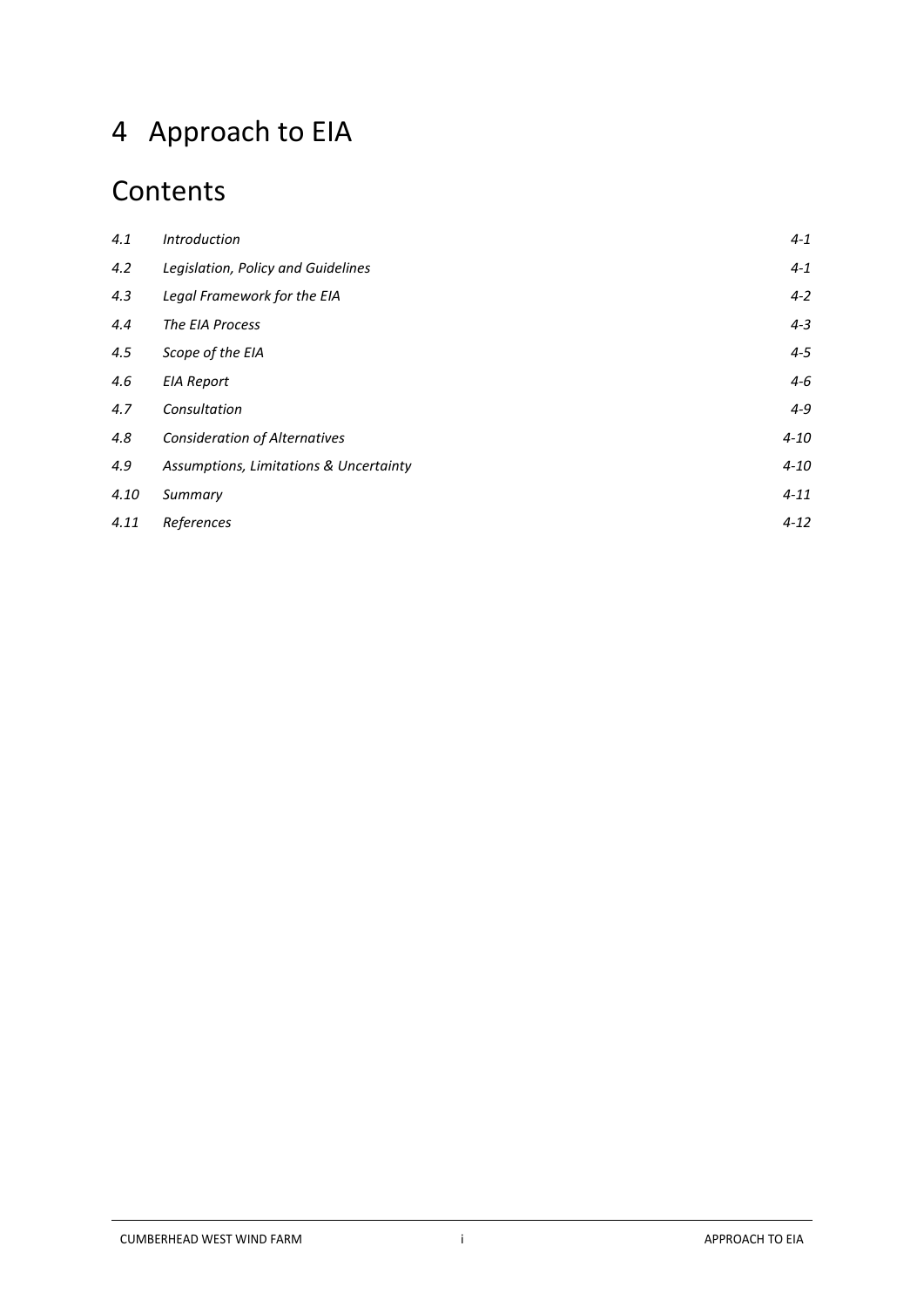# 4 Approach to EIA

## Contents

| | | |
|---|---|---|
| *4.1* | *Introduction* | *4-1* |
| *4.2* | *Legislation, Policy and Guidelines* | *4-1* |
| *4.3* | *Legal Framework for the EIA* | *4-2* |
| *4.4* | *The EIA Process* | *4-3* |
| *4.5* | *Scope of the EIA* | *4-5* |
| *4.6* | *EIA Report* | *4-6* |
| *4.7* | *Consultation* | *4-9* |
| *4.8* | *Consideration of Alternatives* | *4-10* |
| *4.9* | *Assumptions, Limitations & Uncertainty* | *4-10* |
| *4.10* | *Summary* | *4-11* |
| *4.11* | *References* | *4-12* |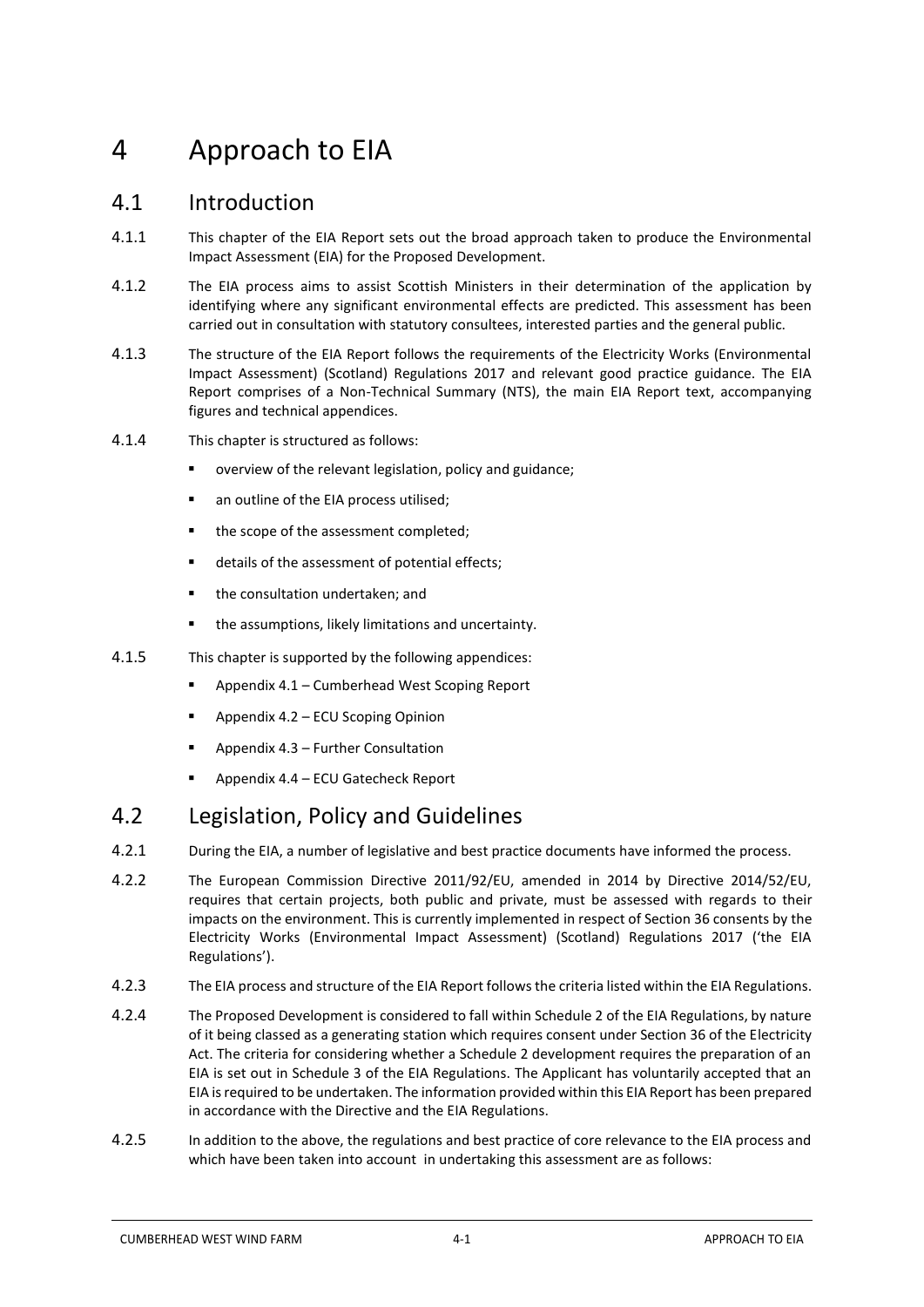# 4 Approach to EIA

## 4.1 Introduction

4.1.1 This chapter of the EIA Report sets out the broad approach taken to produce the Environmental Impact Assessment (EIA) for the Proposed Development.

4.1.2 The EIA process aims to assist Scottish Ministers in their determination of the application by identifying where any significant environmental effects are predicted. This assessment has been carried out in consultation with statutory consultees, interested parties and the general public.

4.1.3 The structure of the EIA Report follows the requirements of the Electricity Works (Environmental Impact Assessment) (Scotland) Regulations 2017 and relevant good practice guidance. The EIA Report comprises of a Non-Technical Summary (NTS), the main EIA Report text, accompanying figures and technical appendices.

4.1.4 This chapter is structured as follows:

- overview of the relevant legislation, policy and guidance;
- an outline of the EIA process utilised;
- the scope of the assessment completed;
- details of the assessment of potential effects;
- the consultation undertaken; and
- the assumptions, likely limitations and uncertainty.

4.1.5 This chapter is supported by the following appendices:

- Appendix 4.1 – Cumberhead West Scoping Report
- Appendix 4.2 – ECU Scoping Opinion
- Appendix 4.3 – Further Consultation
- Appendix 4.4 – ECU Gatecheck Report

## 4.2 Legislation, Policy and Guidelines

4.2.1 During the EIA, a number of legislative and best practice documents have informed the process.

4.2.2 The European Commission Directive 2011/92/EU, amended in 2014 by Directive 2014/52/EU, requires that certain projects, both public and private, must be assessed with regards to their impacts on the environment. This is currently implemented in respect of Section 36 consents by the Electricity Works (Environmental Impact Assessment) (Scotland) Regulations 2017 ('the EIA Regulations').

4.2.3 The EIA process and structure of the EIA Report follows the criteria listed within the EIA Regulations.

4.2.4 The Proposed Development is considered to fall within Schedule 2 of the EIA Regulations, by nature of it being classed as a generating station which requires consent under Section 36 of the Electricity Act. The criteria for considering whether a Schedule 2 development requires the preparation of an EIA is set out in Schedule 3 of the EIA Regulations. The Applicant has voluntarily accepted that an EIA is required to be undertaken. The information provided within this EIA Report has been prepared in accordance with the Directive and the EIA Regulations.

4.2.5 In addition to the above, the regulations and best practice of core relevance to the EIA process and which have been taken into account in undertaking this assessment are as follows: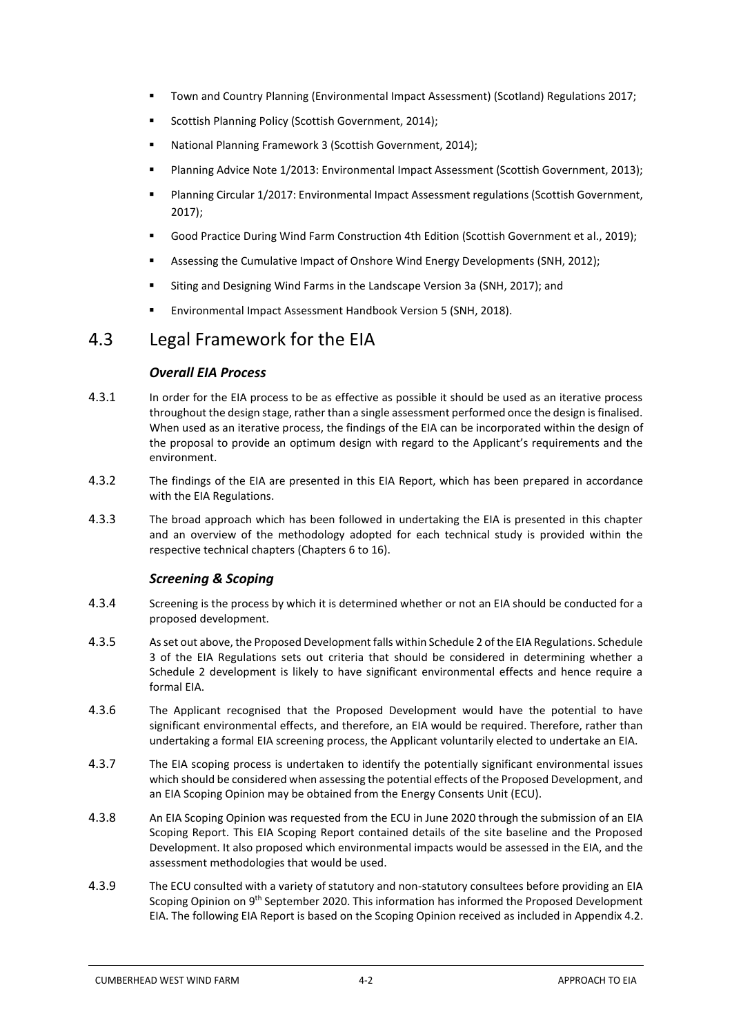- Town and Country Planning (Environmental Impact Assessment) (Scotland) Regulations 2017;
- Scottish Planning Policy (Scottish Government, 2014);
- National Planning Framework 3 (Scottish Government, 2014);
- Planning Advice Note 1/2013: Environmental Impact Assessment (Scottish Government, 2013);
- Planning Circular 1/2017: Environmental Impact Assessment regulations (Scottish Government, 2017);
- Good Practice During Wind Farm Construction 4th Edition (Scottish Government et al., 2019);
- Assessing the Cumulative Impact of Onshore Wind Energy Developments (SNH, 2012);
- Siting and Designing Wind Farms in the Landscape Version 3a (SNH, 2017); and
- Environmental Impact Assessment Handbook Version 5 (SNH, 2018).

## 4.3 Legal Framework for the EIA

### *Overall EIA Process*

4.3.1 In order for the EIA process to be as effective as possible it should be used as an iterative process throughout the design stage, rather than a single assessment performed once the design is finalised. When used as an iterative process, the findings of the EIA can be incorporated within the design of the proposal to provide an optimum design with regard to the Applicant's requirements and the environment.

4.3.2 The findings of the EIA are presented in this EIA Report, which has been prepared in accordance with the EIA Regulations.

4.3.3 The broad approach which has been followed in undertaking the EIA is presented in this chapter and an overview of the methodology adopted for each technical study is provided within the respective technical chapters (Chapters 6 to 16).

### *Screening & Scoping*

4.3.4 Screening is the process by which it is determined whether or not an EIA should be conducted for a proposed development.

4.3.5 As set out above, the Proposed Development falls within Schedule 2 of the EIA Regulations. Schedule 3 of the EIA Regulations sets out criteria that should be considered in determining whether a Schedule 2 development is likely to have significant environmental effects and hence require a formal EIA.

4.3.6 The Applicant recognised that the Proposed Development would have the potential to have significant environmental effects, and therefore, an EIA would be required. Therefore, rather than undertaking a formal EIA screening process, the Applicant voluntarily elected to undertake an EIA.

4.3.7 The EIA scoping process is undertaken to identify the potentially significant environmental issues which should be considered when assessing the potential effects of the Proposed Development, and an EIA Scoping Opinion may be obtained from the Energy Consents Unit (ECU).

4.3.8 An EIA Scoping Opinion was requested from the ECU in June 2020 through the submission of an EIA Scoping Report. This EIA Scoping Report contained details of the site baseline and the Proposed Development. It also proposed which environmental impacts would be assessed in the EIA, and the assessment methodologies that would be used.

4.3.9 The ECU consulted with a variety of statutory and non-statutory consultees before providing an EIA Scoping Opinion on 9th September 2020. This information has informed the Proposed Development EIA. The following EIA Report is based on the Scoping Opinion received as included in Appendix 4.2.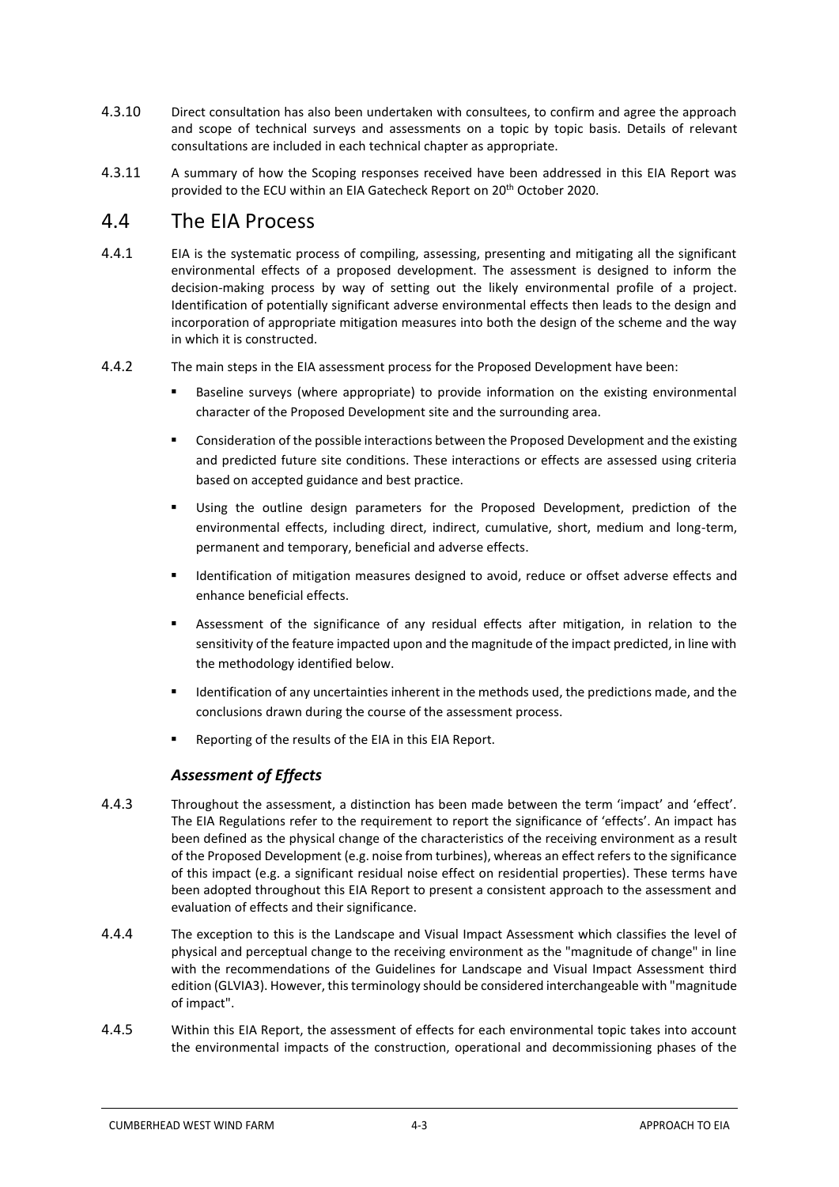4.3.10 Direct consultation has also been undertaken with consultees, to confirm and agree the approach and scope of technical surveys and assessments on a topic by topic basis. Details of relevant consultations are included in each technical chapter as appropriate.

4.3.11 A summary of how the Scoping responses received have been addressed in this EIA Report was provided to the ECU within an EIA Gatecheck Report on 20th October 2020.

## 4.4 The EIA Process

4.4.1 EIA is the systematic process of compiling, assessing, presenting and mitigating all the significant environmental effects of a proposed development. The assessment is designed to inform the decision-making process by way of setting out the likely environmental profile of a project. Identification of potentially significant adverse environmental effects then leads to the design and incorporation of appropriate mitigation measures into both the design of the scheme and the way in which it is constructed.

4.4.2 The main steps in the EIA assessment process for the Proposed Development have been:

- Baseline surveys (where appropriate) to provide information on the existing environmental character of the Proposed Development site and the surrounding area.
- Consideration of the possible interactions between the Proposed Development and the existing and predicted future site conditions. These interactions or effects are assessed using criteria based on accepted guidance and best practice.
- Using the outline design parameters for the Proposed Development, prediction of the environmental effects, including direct, indirect, cumulative, short, medium and long-term, permanent and temporary, beneficial and adverse effects.
- Identification of mitigation measures designed to avoid, reduce or offset adverse effects and enhance beneficial effects.
- Assessment of the significance of any residual effects after mitigation, in relation to the sensitivity of the feature impacted upon and the magnitude of the impact predicted, in line with the methodology identified below.
- Identification of any uncertainties inherent in the methods used, the predictions made, and the conclusions drawn during the course of the assessment process.
- Reporting of the results of the EIA in this EIA Report.

### *Assessment of Effects*

4.4.3 Throughout the assessment, a distinction has been made between the term 'impact' and 'effect'. The EIA Regulations refer to the requirement to report the significance of 'effects'. An impact has been defined as the physical change of the characteristics of the receiving environment as a result of the Proposed Development (e.g. noise from turbines), whereas an effect refers to the significance of this impact (e.g. a significant residual noise effect on residential properties). These terms have been adopted throughout this EIA Report to present a consistent approach to the assessment and evaluation of effects and their significance.

4.4.4 The exception to this is the Landscape and Visual Impact Assessment which classifies the level of physical and perceptual change to the receiving environment as the "magnitude of change" in line with the recommendations of the Guidelines for Landscape and Visual Impact Assessment third edition (GLVIA3). However, this terminology should be considered interchangeable with "magnitude of impact".

4.4.5 Within this EIA Report, the assessment of effects for each environmental topic takes into account the environmental impacts of the construction, operational and decommissioning phases of the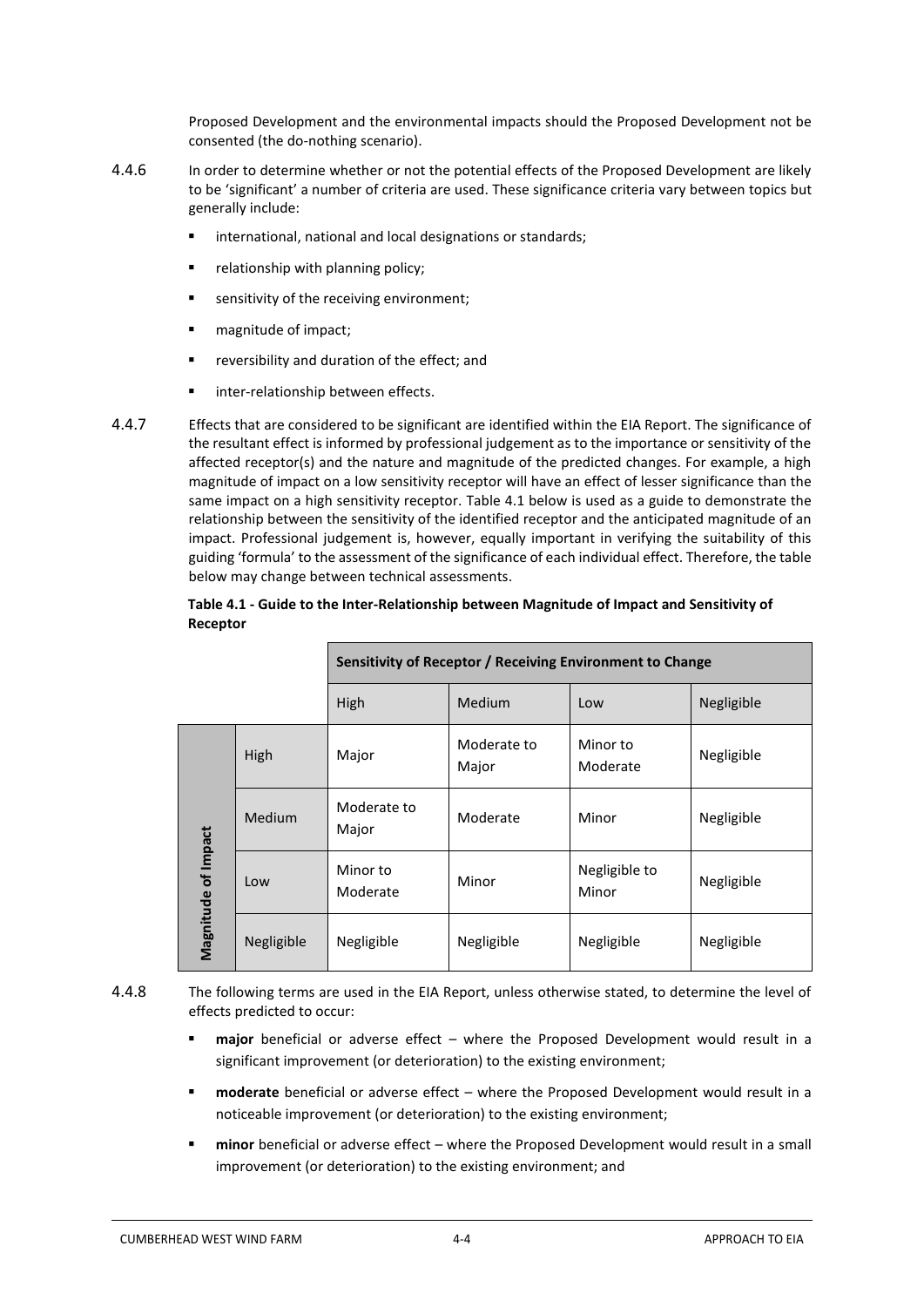Proposed Development and the environmental impacts should the Proposed Development not be consented (the do-nothing scenario).

4.4.6 In order to determine whether or not the potential effects of the Proposed Development are likely to be 'significant' a number of criteria are used. These significance criteria vary between topics but generally include:

- international, national and local designations or standards;
- relationship with planning policy;
- sensitivity of the receiving environment;
- magnitude of impact;
- reversibility and duration of the effect; and
- inter-relationship between effects.

4.4.7 Effects that are considered to be significant are identified within the EIA Report. The significance of the resultant effect is informed by professional judgement as to the importance or sensitivity of the affected receptor(s) and the nature and magnitude of the predicted changes. For example, a high magnitude of impact on a low sensitivity receptor will have an effect of lesser significance than the same impact on a high sensitivity receptor. Table 4.1 below is used as a guide to demonstrate the relationship between the sensitivity of the identified receptor and the anticipated magnitude of an impact. Professional judgement is, however, equally important in verifying the suitability of this guiding 'formula' to the assessment of the significance of each individual effect. Therefore, the table below may change between technical assessments.

**Table 4.1 - Guide to the Inter-Relationship between Magnitude of Impact and Sensitivity of Receptor**

| | | Sensitivity of Receptor / Receiving Environment to Change | | | |
|---|---|---|---|---|---|
| | | High | Medium | Low | Negligible |
| Magnitude of Impact | High | Major | Moderate to Major | Minor to Moderate | Negligible |
| | Medium | Moderate to Major | Moderate | Minor | Negligible |
| | Low | Minor to Moderate | Minor | Negligible to Minor | Negligible |
| | Negligible | Negligible | Negligible | Negligible | Negligible |

4.4.8 The following terms are used in the EIA Report, unless otherwise stated, to determine the level of effects predicted to occur:

- **major** beneficial or adverse effect – where the Proposed Development would result in a significant improvement (or deterioration) to the existing environment;
- **moderate** beneficial or adverse effect – where the Proposed Development would result in a noticeable improvement (or deterioration) to the existing environment;
- **minor** beneficial or adverse effect – where the Proposed Development would result in a small improvement (or deterioration) to the existing environment; and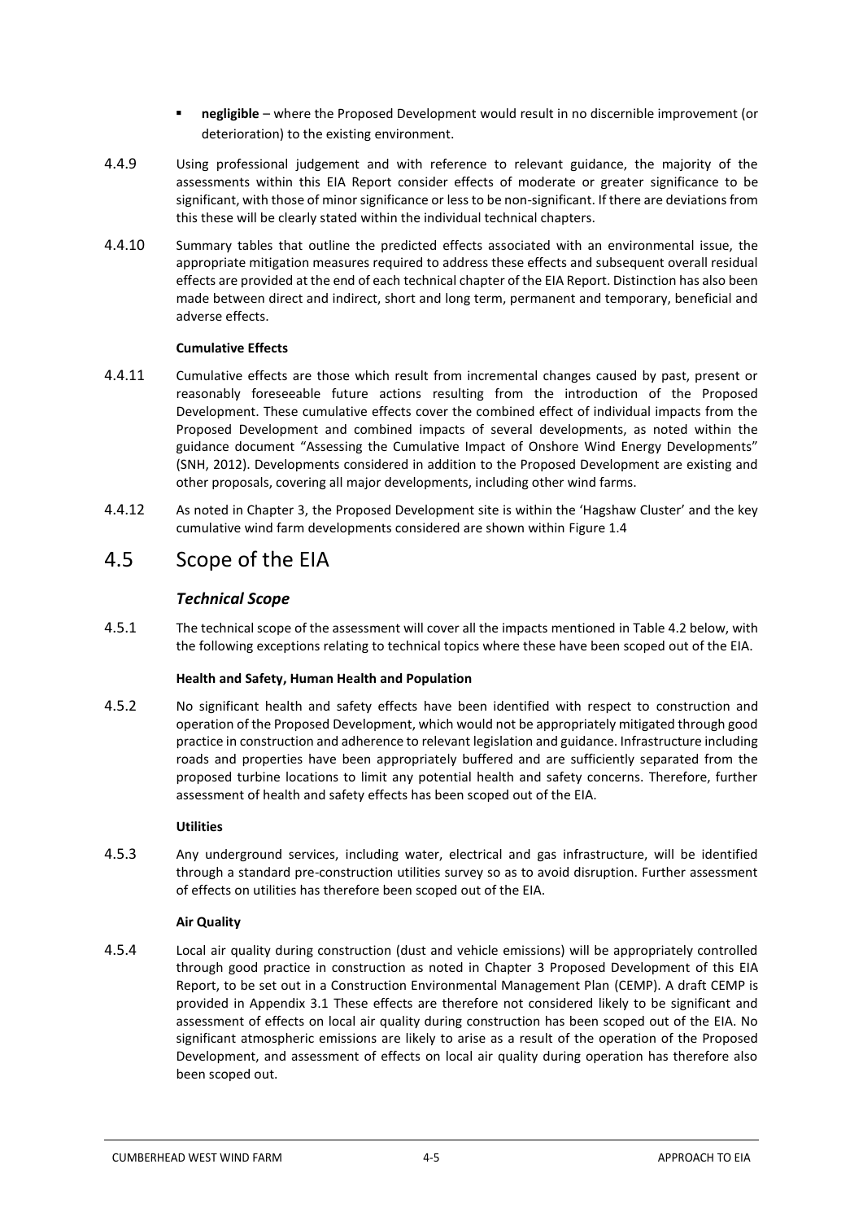- **negligible** – where the Proposed Development would result in no discernible improvement (or deterioration) to the existing environment.

4.4.9 Using professional judgement and with reference to relevant guidance, the majority of the assessments within this EIA Report consider effects of moderate or greater significance to be significant, with those of minor significance or less to be non-significant. If there are deviations from this these will be clearly stated within the individual technical chapters.

4.4.10 Summary tables that outline the predicted effects associated with an environmental issue, the appropriate mitigation measures required to address these effects and subsequent overall residual effects are provided at the end of each technical chapter of the EIA Report. Distinction has also been made between direct and indirect, short and long term, permanent and temporary, beneficial and adverse effects.

**Cumulative Effects**

4.4.11 Cumulative effects are those which result from incremental changes caused by past, present or reasonably foreseeable future actions resulting from the introduction of the Proposed Development. These cumulative effects cover the combined effect of individual impacts from the Proposed Development and combined impacts of several developments, as noted within the guidance document "Assessing the Cumulative Impact of Onshore Wind Energy Developments" (SNH, 2012). Developments considered in addition to the Proposed Development are existing and other proposals, covering all major developments, including other wind farms.

4.4.12 As noted in Chapter 3, the Proposed Development site is within the 'Hagshaw Cluster' and the key cumulative wind farm developments considered are shown within Figure 1.4

## 4.5 Scope of the EIA

### *Technical Scope*

4.5.1 The technical scope of the assessment will cover all the impacts mentioned in Table 4.2 below, with the following exceptions relating to technical topics where these have been scoped out of the EIA.

**Health and Safety, Human Health and Population**

4.5.2 No significant health and safety effects have been identified with respect to construction and operation of the Proposed Development, which would not be appropriately mitigated through good practice in construction and adherence to relevant legislation and guidance. Infrastructure including roads and properties have been appropriately buffered and are sufficiently separated from the proposed turbine locations to limit any potential health and safety concerns. Therefore, further assessment of health and safety effects has been scoped out of the EIA.

**Utilities**

4.5.3 Any underground services, including water, electrical and gas infrastructure, will be identified through a standard pre-construction utilities survey so as to avoid disruption. Further assessment of effects on utilities has therefore been scoped out of the EIA.

**Air Quality**

4.5.4 Local air quality during construction (dust and vehicle emissions) will be appropriately controlled through good practice in construction as noted in Chapter 3 Proposed Development of this EIA Report, to be set out in a Construction Environmental Management Plan (CEMP). A draft CEMP is provided in Appendix 3.1 These effects are therefore not considered likely to be significant and assessment of effects on local air quality during construction has been scoped out of the EIA. No significant atmospheric emissions are likely to arise as a result of the operation of the Proposed Development, and assessment of effects on local air quality during operation has therefore also been scoped out.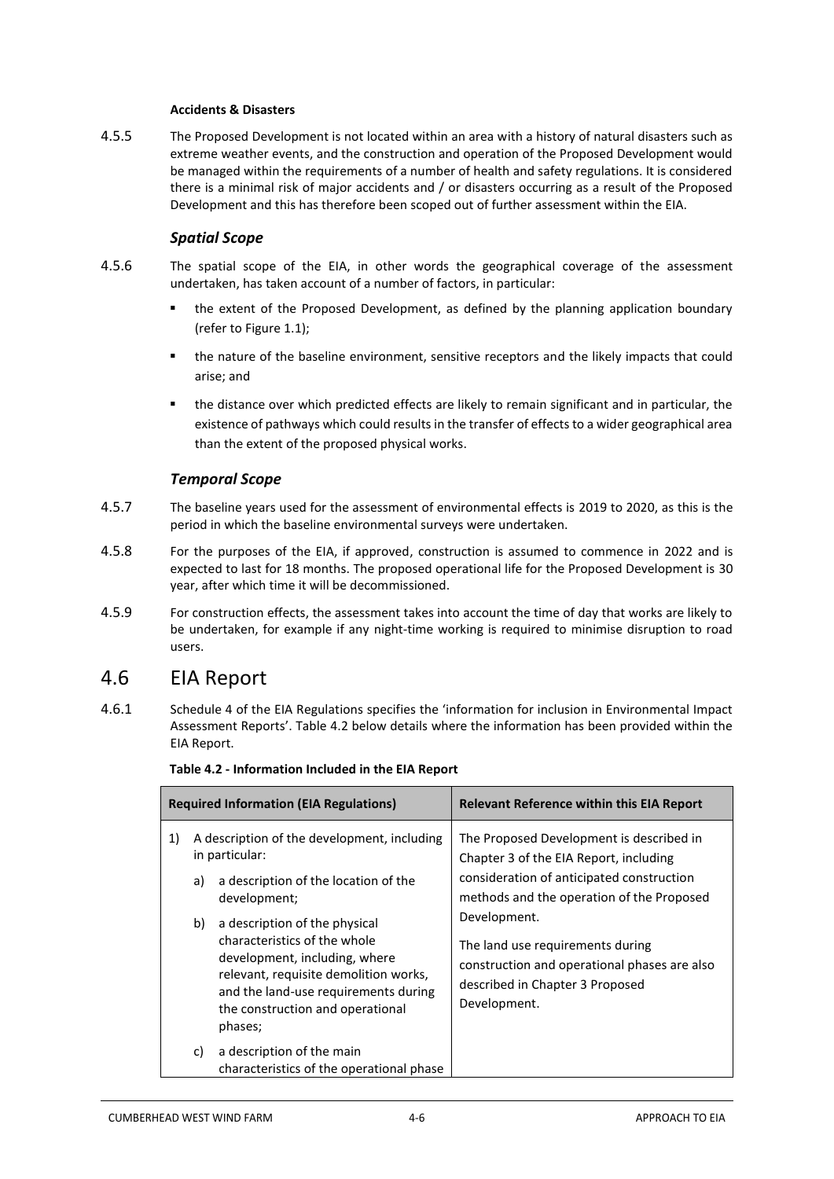**Accidents & Disasters**

4.5.5 The Proposed Development is not located within an area with a history of natural disasters such as extreme weather events, and the construction and operation of the Proposed Development would be managed within the requirements of a number of health and safety regulations. It is considered there is a minimal risk of major accidents and / or disasters occurring as a result of the Proposed Development and this has therefore been scoped out of further assessment within the EIA.

### *Spatial Scope*

4.5.6 The spatial scope of the EIA, in other words the geographical coverage of the assessment undertaken, has taken account of a number of factors, in particular:

- the extent of the Proposed Development, as defined by the planning application boundary (refer to Figure 1.1);
- the nature of the baseline environment, sensitive receptors and the likely impacts that could arise; and
- the distance over which predicted effects are likely to remain significant and in particular, the existence of pathways which could results in the transfer of effects to a wider geographical area than the extent of the proposed physical works.

### *Temporal Scope*

4.5.7 The baseline years used for the assessment of environmental effects is 2019 to 2020, as this is the period in which the baseline environmental surveys were undertaken.

4.5.8 For the purposes of the EIA, if approved, construction is assumed to commence in 2022 and is expected to last for 18 months. The proposed operational life for the Proposed Development is 30 year, after which time it will be decommissioned.

4.5.9 For construction effects, the assessment takes into account the time of day that works are likely to be undertaken, for example if any night-time working is required to minimise disruption to road users.

## 4.6 EIA Report

4.6.1 Schedule 4 of the EIA Regulations specifies the 'information for inclusion in Environmental Impact Assessment Reports'. Table 4.2 below details where the information has been provided within the EIA Report.

**Table 4.2 - Information Included in the EIA Report**

| Required Information (EIA Regulations) | Relevant Reference within this EIA Report |
|---|---|
| 1) A description of the development, including in particular:<br>a) a description of the location of the development;<br>b) a description of the physical characteristics of the whole development, including, where relevant, requisite demolition works, and the land-use requirements during the construction and operational phases;<br>c) a description of the main characteristics of the operational phase | The Proposed Development is described in Chapter 3 of the EIA Report, including consideration of anticipated construction methods and the operation of the Proposed Development.<br>The land use requirements during construction and operational phases are also described in Chapter 3 Proposed Development. |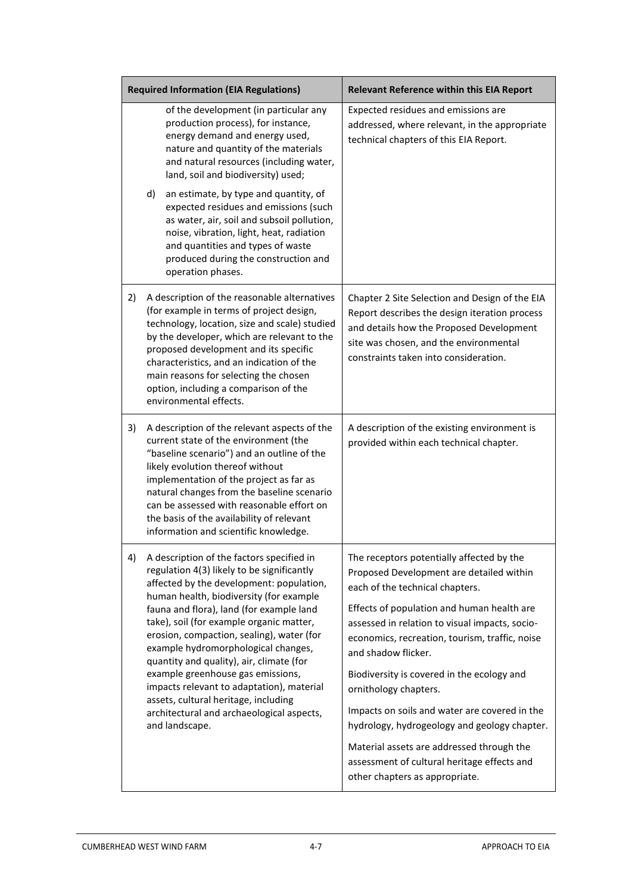| Required Information (EIA Regulations) | Relevant Reference within this EIA Report |
| --- | --- |
| of the development (in particular any production process), for instance, energy demand and energy used, nature and quantity of the materials and natural resources (including water, land, soil and biodiversity) used;<br><br>d) an estimate, by type and quantity, of expected residues and emissions (such as water, air, soil and subsoil pollution, noise, vibration, light, heat, radiation and quantities and types of waste produced during the construction and operation phases. | Expected residues and emissions are addressed, where relevant, in the appropriate technical chapters of this EIA Report. |
| 2) A description of the reasonable alternatives (for example in terms of project design, technology, location, size and scale) studied by the developer, which are relevant to the proposed development and its specific characteristics, and an indication of the main reasons for selecting the chosen option, including a comparison of the environmental effects. | Chapter 2 Site Selection and Design of the EIA Report describes the design iteration process and details how the Proposed Development site was chosen, and the environmental constraints taken into consideration. |
| 3) A description of the relevant aspects of the current state of the environment (the "baseline scenario") and an outline of the likely evolution thereof without implementation of the project as far as natural changes from the baseline scenario can be assessed with reasonable effort on the basis of the availability of relevant information and scientific knowledge. | A description of the existing environment is provided within each technical chapter. |
| 4) A description of the factors specified in regulation 4(3) likely to be significantly affected by the development: population, human health, biodiversity (for example fauna and flora), land (for example land take), soil (for example organic matter, erosion, compaction, sealing), water (for example hydromorphological changes, quantity and quality), air, climate (for example greenhouse gas emissions, impacts relevant to adaptation), material assets, cultural heritage, including architectural and archaeological aspects, and landscape. | The receptors potentially affected by the Proposed Development are detailed within each of the technical chapters.<br><br>Effects of population and human health are assessed in relation to visual impacts, socio-economics, recreation, tourism, traffic, noise and shadow flicker.<br><br>Biodiversity is covered in the ecology and ornithology chapters.<br><br>Impacts on soils and water are covered in the hydrology, hydrogeology and geology chapter.<br><br>Material assets are addressed through the assessment of cultural heritage effects and other chapters as appropriate. |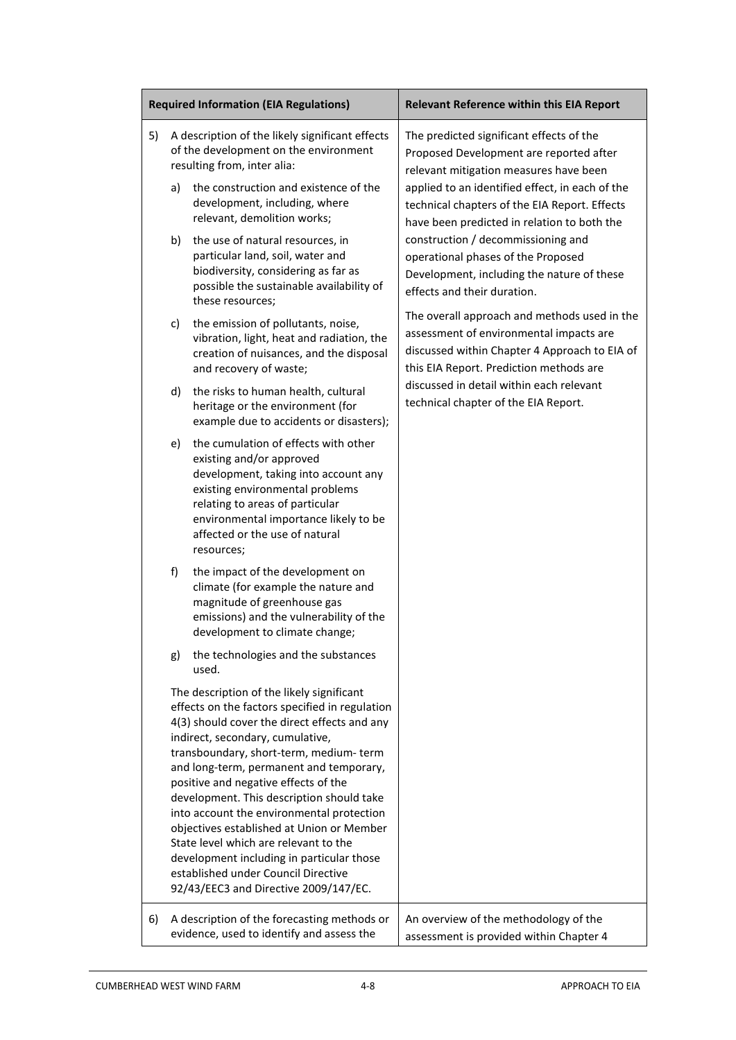| Required Information (EIA Regulations) | Relevant Reference within this EIA Report |
| --- | --- |
| 5) A description of the likely significant effects of the development on the environment resulting from, inter alia:<br>a) the construction and existence of the development, including, where relevant, demolition works;<br>b) the use of natural resources, in particular land, soil, water and biodiversity, considering as far as possible the sustainable availability of these resources;<br>c) the emission of pollutants, noise, vibration, light, heat and radiation, the creation of nuisances, and the disposal and recovery of waste;<br>d) the risks to human health, cultural heritage or the environment (for example due to accidents or disasters);<br>e) the cumulation of effects with other existing and/or approved development, taking into account any existing environmental problems relating to areas of particular environmental importance likely to be affected or the use of natural resources;<br>f) the impact of the development on climate (for example the nature and magnitude of greenhouse gas emissions) and the vulnerability of the development to climate change;<br>g) the technologies and the substances used.<br>The description of the likely significant effects on the factors specified in regulation 4(3) should cover the direct effects and any indirect, secondary, cumulative, transboundary, short-term, medium- term and long-term, permanent and temporary, positive and negative effects of the development. This description should take into account the environmental protection objectives established at Union or Member State level which are relevant to the development including in particular those established under Council Directive 92/43/EEC3 and Directive 2009/147/EC. | The predicted significant effects of the Proposed Development are reported after relevant mitigation measures have been applied to an identified effect, in each of the technical chapters of the EIA Report. Effects have been predicted in relation to both the construction / decommissioning and operational phases of the Proposed Development, including the nature of these effects and their duration.<br>The overall approach and methods used in the assessment of environmental impacts are discussed within Chapter 4 Approach to EIA of this EIA Report. Prediction methods are discussed in detail within each relevant technical chapter of the EIA Report. |
| 6) A description of the forecasting methods or evidence, used to identify and assess the | An overview of the methodology of the assessment is provided within Chapter 4 |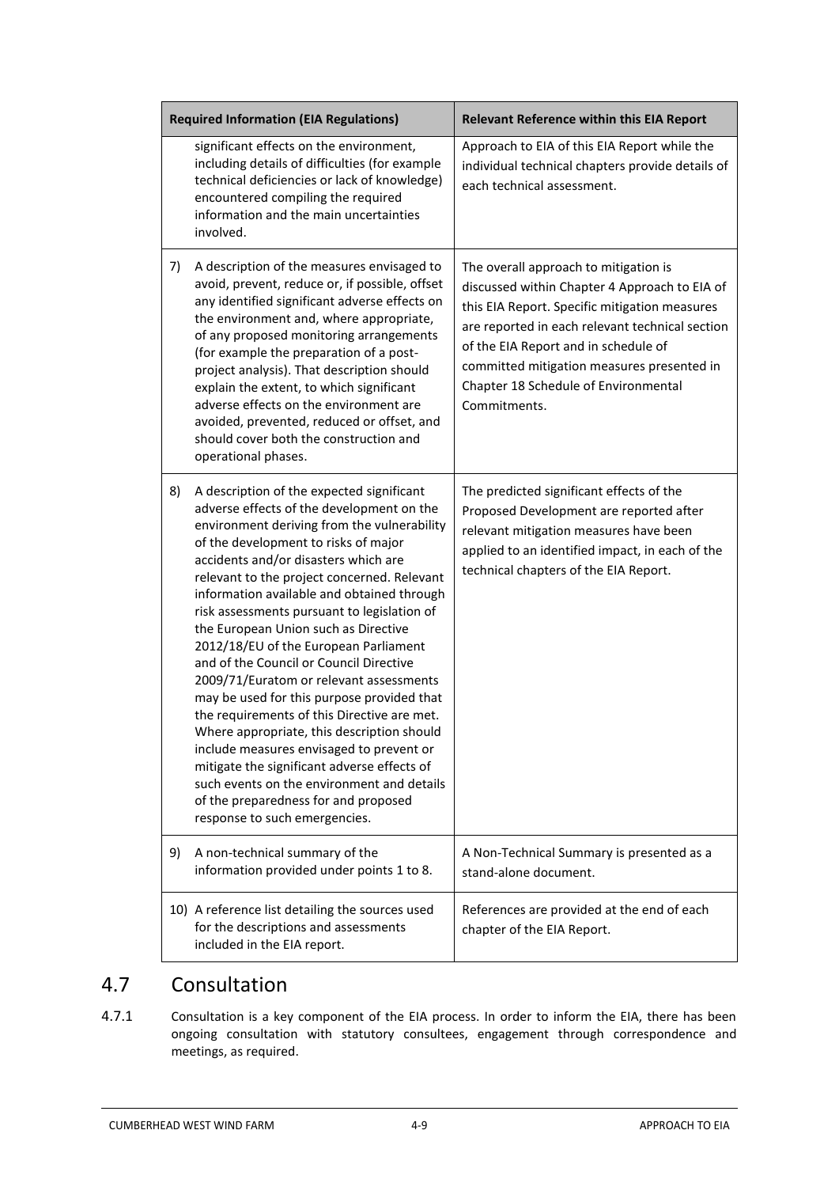| Required Information (EIA Regulations) | Relevant Reference within this EIA Report |
|---|---|
| significant effects on the environment, including details of difficulties (for example technical deficiencies or lack of knowledge) encountered compiling the required information and the main uncertainties involved. | Approach to EIA of this EIA Report while the individual technical chapters provide details of each technical assessment. |
| 7) A description of the measures envisaged to avoid, prevent, reduce or, if possible, offset any identified significant adverse effects on the environment and, where appropriate, of any proposed monitoring arrangements (for example the preparation of a post-project analysis). That description should explain the extent, to which significant adverse effects on the environment are avoided, prevented, reduced or offset, and should cover both the construction and operational phases. | The overall approach to mitigation is discussed within Chapter 4 Approach to EIA of this EIA Report. Specific mitigation measures are reported in each relevant technical section of the EIA Report and in schedule of committed mitigation measures presented in Chapter 18 Schedule of Environmental Commitments. |
| 8) A description of the expected significant adverse effects of the development on the environment deriving from the vulnerability of the development to risks of major accidents and/or disasters which are relevant to the project concerned. Relevant information available and obtained through risk assessments pursuant to legislation of the European Union such as Directive 2012/18/EU of the European Parliament and of the Council or Council Directive 2009/71/Euratom or relevant assessments may be used for this purpose provided that the requirements of this Directive are met. Where appropriate, this description should include measures envisaged to prevent or mitigate the significant adverse effects of such events on the environment and details of the preparedness for and proposed response to such emergencies. | The predicted significant effects of the Proposed Development are reported after relevant mitigation measures have been applied to an identified impact, in each of the technical chapters of the EIA Report. |
| 9) A non-technical summary of the information provided under points 1 to 8. | A Non-Technical Summary is presented as a stand-alone document. |
| 10) A reference list detailing the sources used for the descriptions and assessments included in the EIA report. | References are provided at the end of each chapter of the EIA Report. |

## 4.7 Consultation

4.7.1 Consultation is a key component of the EIA process. In order to inform the EIA, there has been ongoing consultation with statutory consultees, engagement through correspondence and meetings, as required.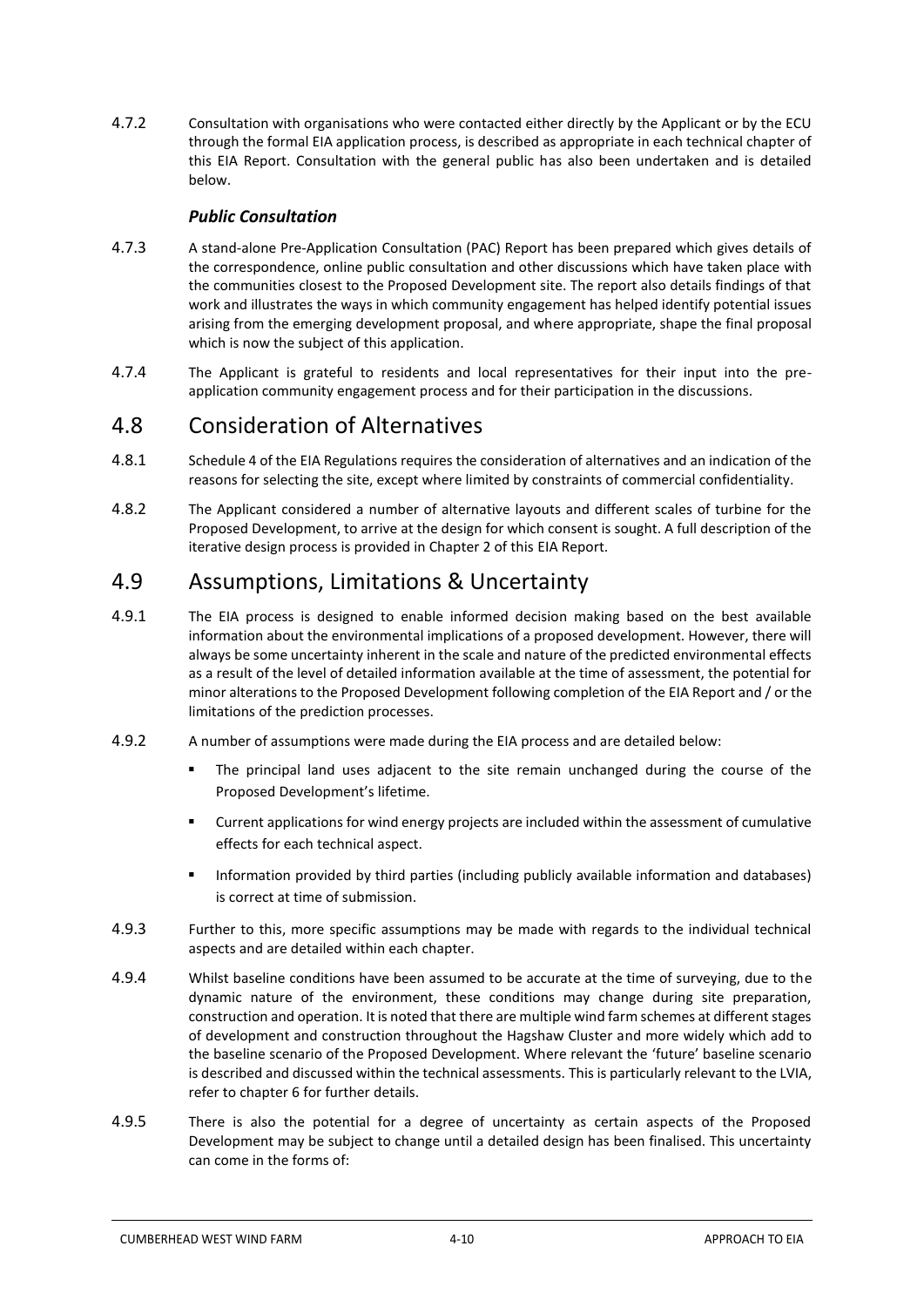4.7.2 Consultation with organisations who were contacted either directly by the Applicant or by the ECU through the formal EIA application process, is described as appropriate in each technical chapter of this EIA Report. Consultation with the general public has also been undertaken and is detailed below.

### *Public Consultation*

4.7.3 A stand-alone Pre-Application Consultation (PAC) Report has been prepared which gives details of the correspondence, online public consultation and other discussions which have taken place with the communities closest to the Proposed Development site. The report also details findings of that work and illustrates the ways in which community engagement has helped identify potential issues arising from the emerging development proposal, and where appropriate, shape the final proposal which is now the subject of this application.

4.7.4 The Applicant is grateful to residents and local representatives for their input into the pre-application community engagement process and for their participation in the discussions.

## 4.8 Consideration of Alternatives

4.8.1 Schedule 4 of the EIA Regulations requires the consideration of alternatives and an indication of the reasons for selecting the site, except where limited by constraints of commercial confidentiality.

4.8.2 The Applicant considered a number of alternative layouts and different scales of turbine for the Proposed Development, to arrive at the design for which consent is sought. A full description of the iterative design process is provided in Chapter 2 of this EIA Report.

## 4.9 Assumptions, Limitations & Uncertainty

4.9.1 The EIA process is designed to enable informed decision making based on the best available information about the environmental implications of a proposed development. However, there will always be some uncertainty inherent in the scale and nature of the predicted environmental effects as a result of the level of detailed information available at the time of assessment, the potential for minor alterations to the Proposed Development following completion of the EIA Report and / or the limitations of the prediction processes.

4.9.2 A number of assumptions were made during the EIA process and are detailed below:

- The principal land uses adjacent to the site remain unchanged during the course of the Proposed Development's lifetime.
- Current applications for wind energy projects are included within the assessment of cumulative effects for each technical aspect.
- Information provided by third parties (including publicly available information and databases) is correct at time of submission.

4.9.3 Further to this, more specific assumptions may be made with regards to the individual technical aspects and are detailed within each chapter.

4.9.4 Whilst baseline conditions have been assumed to be accurate at the time of surveying, due to the dynamic nature of the environment, these conditions may change during site preparation, construction and operation. It is noted that there are multiple wind farm schemes at different stages of development and construction throughout the Hagshaw Cluster and more widely which add to the baseline scenario of the Proposed Development. Where relevant the 'future' baseline scenario is described and discussed within the technical assessments. This is particularly relevant to the LVIA, refer to chapter 6 for further details.

4.9.5 There is also the potential for a degree of uncertainty as certain aspects of the Proposed Development may be subject to change until a detailed design has been finalised. This uncertainty can come in the forms of: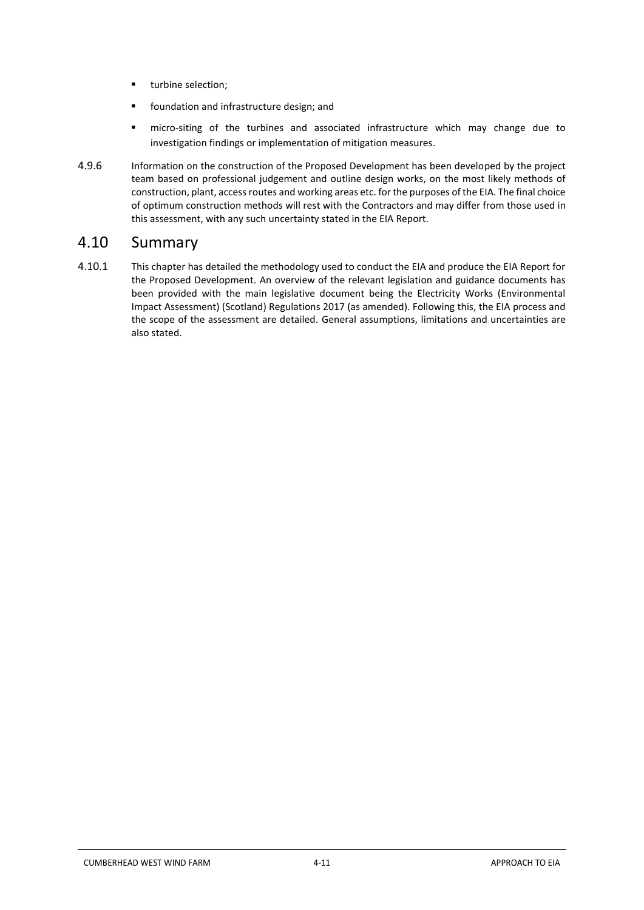- turbine selection;
- foundation and infrastructure design; and
- micro-siting of the turbines and associated infrastructure which may change due to investigation findings or implementation of mitigation measures.

4.9.6 Information on the construction of the Proposed Development has been developed by the project team based on professional judgement and outline design works, on the most likely methods of construction, plant, access routes and working areas etc. for the purposes of the EIA. The final choice of optimum construction methods will rest with the Contractors and may differ from those used in this assessment, with any such uncertainty stated in the EIA Report.

## 4.10 Summary

4.10.1 This chapter has detailed the methodology used to conduct the EIA and produce the EIA Report for the Proposed Development. An overview of the relevant legislation and guidance documents has been provided with the main legislative document being the Electricity Works (Environmental Impact Assessment) (Scotland) Regulations 2017 (as amended). Following this, the EIA process and the scope of the assessment are detailed. General assumptions, limitations and uncertainties are also stated.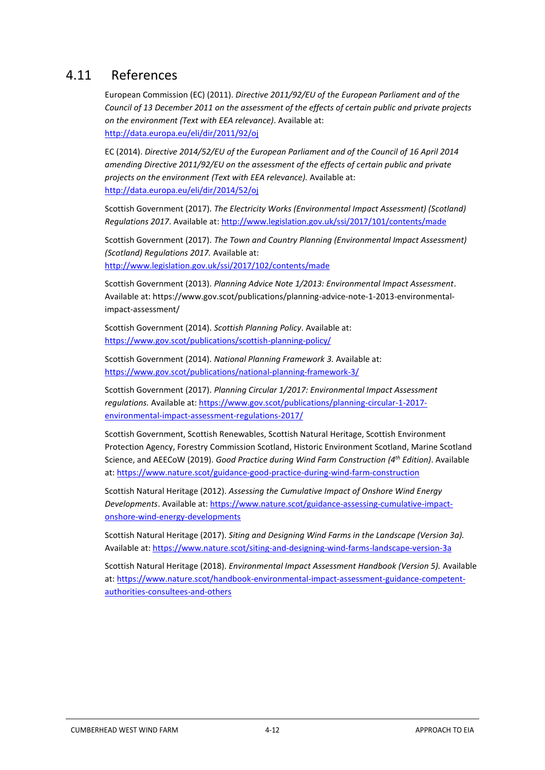## 4.11 References

European Commission (EC) (2011). *Directive 2011/92/EU of the European Parliament and of the Council of 13 December 2011 on the assessment of the effects of certain public and private projects on the environment (Text with EEA relevance)*. Available at: http://data.europa.eu/eli/dir/2011/92/oj

EC (2014). *Directive 2014/52/EU of the European Parliament and of the Council of 16 April 2014 amending Directive 2011/92/EU on the assessment of the effects of certain public and private projects on the environment (Text with EEA relevance).* Available at: http://data.europa.eu/eli/dir/2014/52/oj

Scottish Government (2017). *The Electricity Works (Environmental Impact Assessment) (Scotland) Regulations 2017*. Available at: http://www.legislation.gov.uk/ssi/2017/101/contents/made

Scottish Government (2017). *The Town and Country Planning (Environmental Impact Assessment) (Scotland) Regulations 2017.* Available at: http://www.legislation.gov.uk/ssi/2017/102/contents/made

Scottish Government (2013). *Planning Advice Note 1/2013: Environmental Impact Assessment*. Available at: https://www.gov.scot/publications/planning-advice-note-1-2013-environmental-impact-assessment/

Scottish Government (2014). *Scottish Planning Policy*. Available at: https://www.gov.scot/publications/scottish-planning-policy/

Scottish Government (2014). *National Planning Framework 3.* Available at: https://www.gov.scot/publications/national-planning-framework-3/

Scottish Government (2017). *Planning Circular 1/2017: Environmental Impact Assessment regulations.* Available at: https://www.gov.scot/publications/planning-circular-1-2017-environmental-impact-assessment-regulations-2017/

Scottish Government, Scottish Renewables, Scottish Natural Heritage, Scottish Environment Protection Agency, Forestry Commission Scotland, Historic Environment Scotland, Marine Scotland Science, and AEECoW (2019). *Good Practice during Wind Farm Construction (4th Edition)*. Available at: https://www.nature.scot/guidance-good-practice-during-wind-farm-construction

Scottish Natural Heritage (2012). *Assessing the Cumulative Impact of Onshore Wind Energy Developments*. Available at: https://www.nature.scot/guidance-assessing-cumulative-impact-onshore-wind-energy-developments

Scottish Natural Heritage (2017). *Siting and Designing Wind Farms in the Landscape (Version 3a).* Available at: https://www.nature.scot/siting-and-designing-wind-farms-landscape-version-3a

Scottish Natural Heritage (2018). *Environmental Impact Assessment Handbook (Version 5).* Available at: https://www.nature.scot/handbook-environmental-impact-assessment-guidance-competent-authorities-consultees-and-others